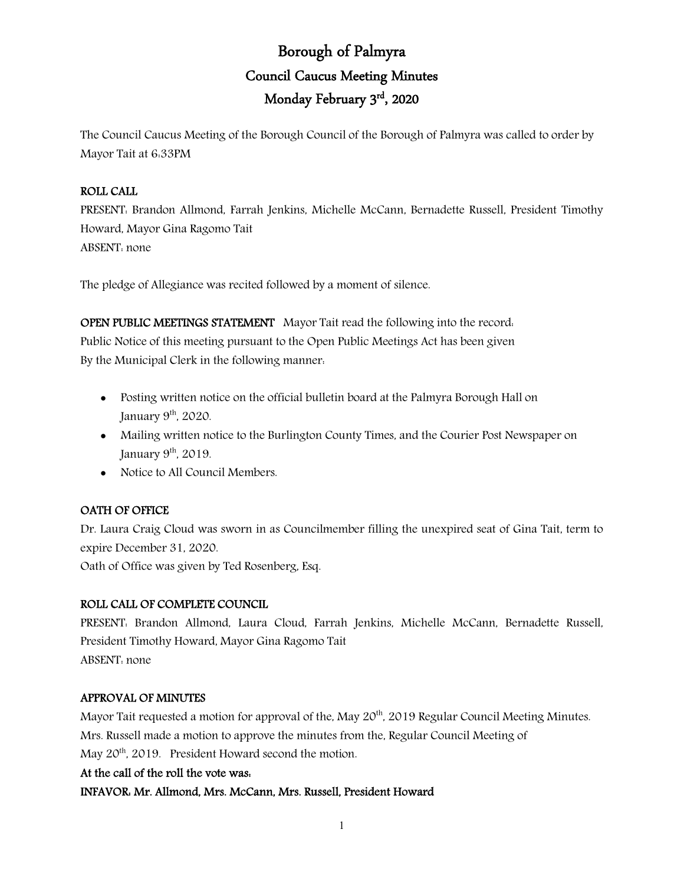# Borough of Palmyra

## Council Caucus Meeting Minutes

## Monday February 3rd, 2020

The Council Caucus Meeting of the Borough Council of the Borough of Palmyra was called to order by Mayor Tait at 6:33PM

**ROLL CALL**

PRESENT: Brandon Allmond, Farrah Jenkins, Michelle McCann, Bernadette Russell, President Timothy Howard, Mayor Gina Ragomo Tait

ABSENT: none

The pledge of Allegiance was recited followed by a moment of silence.

**OPEN PUBLIC MEETINGS STATEMENT** Mayor Tait read the following into the record:
Public Notice of this meeting pursuant to the Open Public Meetings Act has been given
By the Municipal Clerk in the following manner:

- Posting written notice on the official bulletin board at the Palmyra Borough Hall on January 9th, 2020.
- Mailing written notice to the Burlington County Times, and the Courier Post Newspaper on January 9th, 2019.
- Notice to All Council Members.

**OATH OF OFFICE**

Dr. Laura Craig Cloud was sworn in as Councilmember filling the unexpired seat of Gina Tait, term to expire December 31, 2020.
Oath of Office was given by Ted Rosenberg, Esq.

**ROLL CALL OF COMPLETE COUNCIL**

PRESENT: Brandon Allmond, Laura Cloud, Farrah Jenkins, Michelle McCann, Bernadette Russell, President Timothy Howard, Mayor Gina Ragomo Tait

ABSENT: none

**APPROVAL OF MINUTES**

Mayor Tait requested a motion for approval of the, May 20th, 2019 Regular Council Meeting Minutes.
Mrs. Russell made a motion to approve the minutes from the, Regular Council Meeting of May 20th, 2019. President Howard second the motion.

**At the call of the roll the vote was:**

**INFAVOR: Mr. Allmond, Mrs. McCann, Mrs. Russell, President Howard**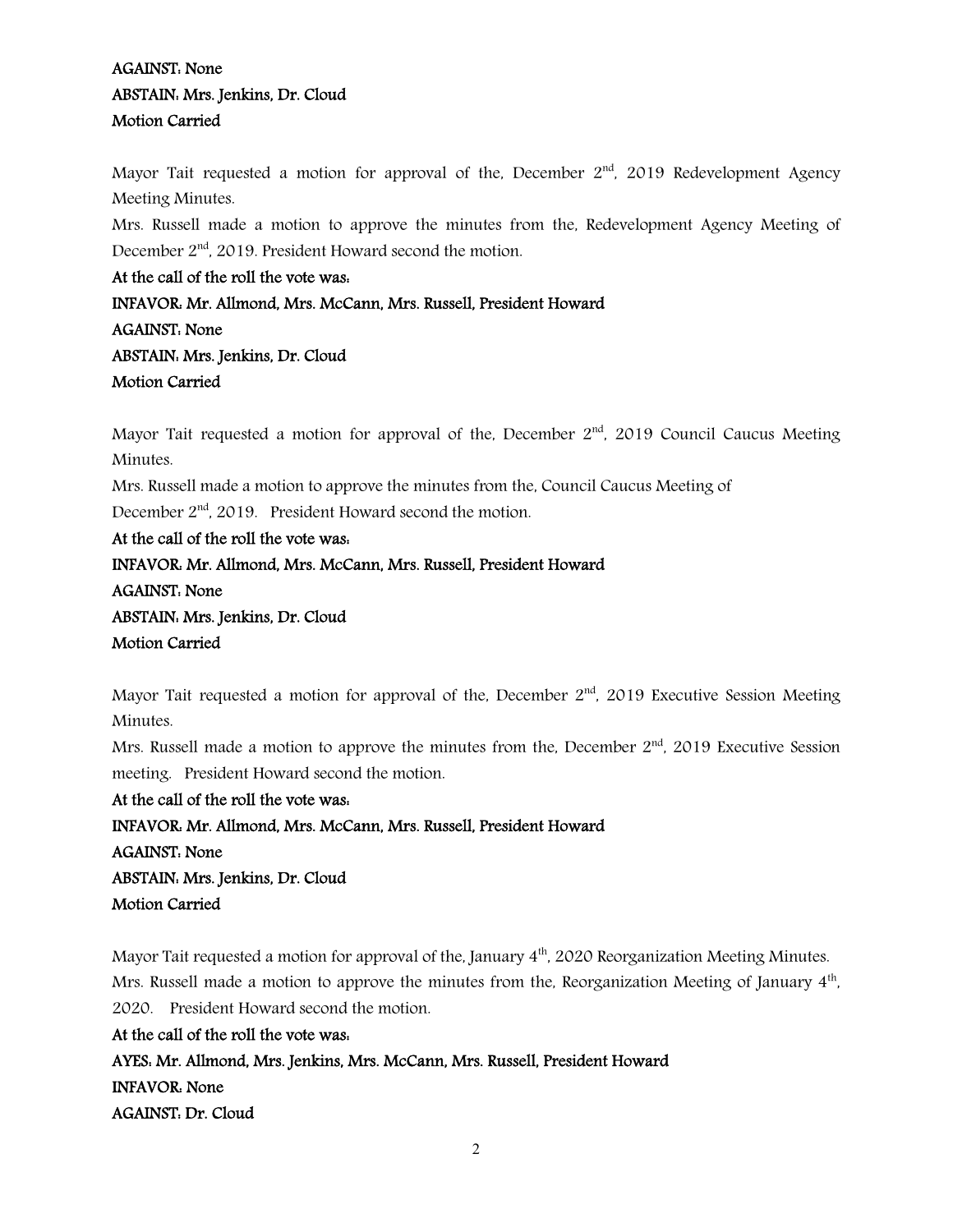**AGAINST: None**
**ABSTAIN: Mrs. Jenkins, Dr. Cloud**
**Motion Carried**

Mayor Tait requested a motion for approval of the, December 2nd, 2019 Redevelopment Agency Meeting Minutes.
Mrs. Russell made a motion to approve the minutes from the, Redevelopment Agency Meeting of December 2nd, 2019. President Howard second the motion.

**At the call of the roll the vote was:**
**INFAVOR: Mr. Allmond, Mrs. McCann, Mrs. Russell, President Howard**
**AGAINST: None**
**ABSTAIN: Mrs. Jenkins, Dr. Cloud**
**Motion Carried**

Mayor Tait requested a motion for approval of the, December 2nd, 2019 Council Caucus Meeting Minutes.
Mrs. Russell made a motion to approve the minutes from the, Council Caucus Meeting of December 2nd, 2019. President Howard second the motion.

**At the call of the roll the vote was:**
**INFAVOR: Mr. Allmond, Mrs. McCann, Mrs. Russell, President Howard**
**AGAINST: None**
**ABSTAIN: Mrs. Jenkins, Dr. Cloud**
**Motion Carried**

Mayor Tait requested a motion for approval of the, December 2nd, 2019 Executive Session Meeting Minutes.
Mrs. Russell made a motion to approve the minutes from the, December 2nd, 2019 Executive Session meeting. President Howard second the motion.

**At the call of the roll the vote was:**
**INFAVOR: Mr. Allmond, Mrs. McCann, Mrs. Russell, President Howard**
**AGAINST: None**
**ABSTAIN: Mrs. Jenkins, Dr. Cloud**
**Motion Carried**

Mayor Tait requested a motion for approval of the, January 4th, 2020 Reorganization Meeting Minutes.
Mrs. Russell made a motion to approve the minutes from the, Reorganization Meeting of January 4th, 2020. President Howard second the motion.

**At the call of the roll the vote was:**
**AYES: Mr. Allmond, Mrs. Jenkins, Mrs. McCann, Mrs. Russell, President Howard**
**INFAVOR: None**
**AGAINST: Dr. Cloud**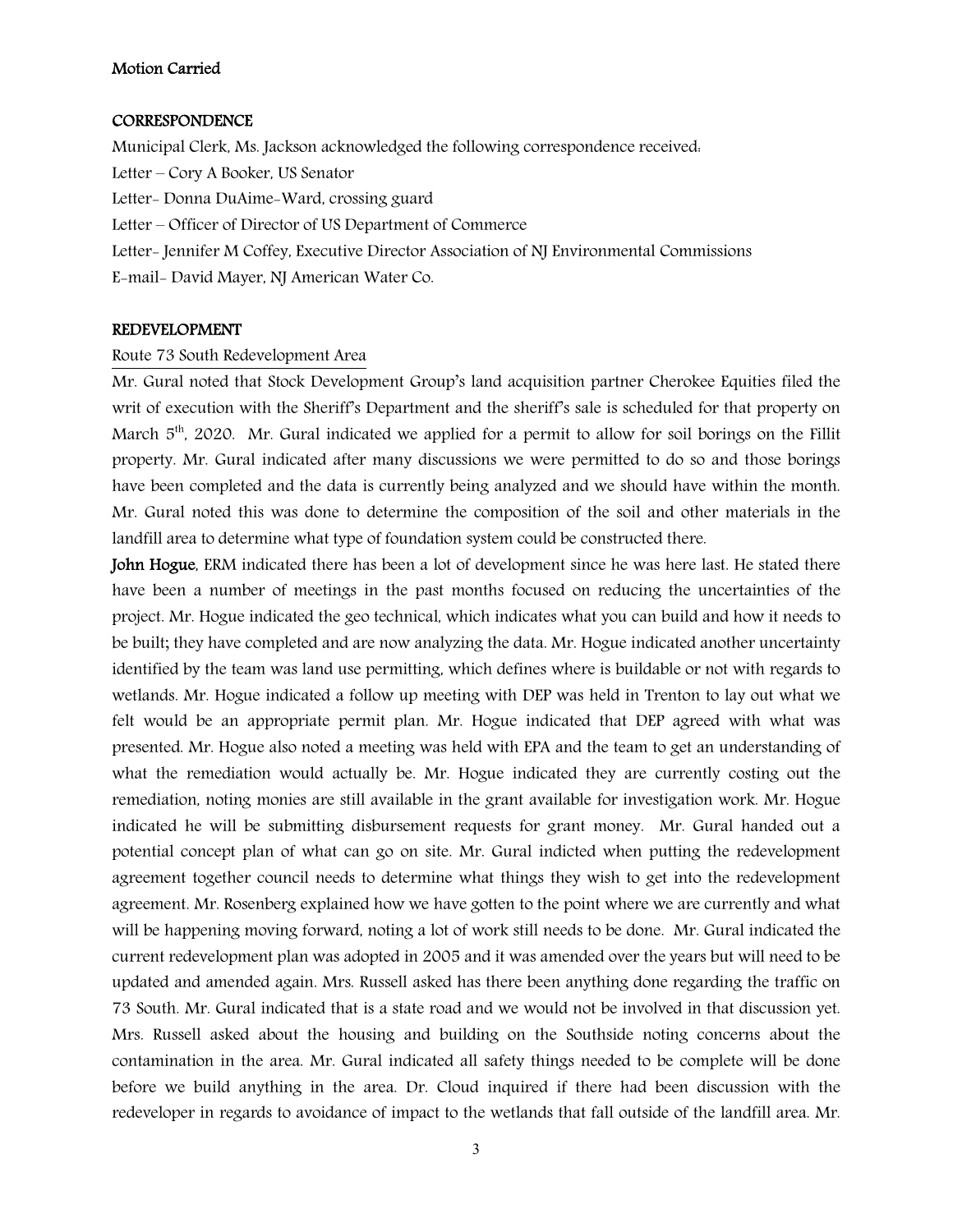**Motion Carried**

**CORRESPONDENCE**

Municipal Clerk, Ms. Jackson acknowledged the following correspondence received:

Letter – Cory A Booker, US Senator

Letter- Donna DuAime-Ward, crossing guard

Letter – Officer of Director of US Department of Commerce

Letter- Jennifer M Coffey, Executive Director Association of NJ Environmental Commissions

E-mail- David Mayer, NJ American Water Co.

**REDEVELOPMENT**

Route 73 South Redevelopment Area

Mr. Gural noted that Stock Development Group's land acquisition partner Cherokee Equities filed the writ of execution with the Sheriff's Department and the sheriff's sale is scheduled for that property on March 5th, 2020. Mr. Gural indicated we applied for a permit to allow for soil borings on the Fillit property. Mr. Gural indicated after many discussions we were permitted to do so and those borings have been completed and the data is currently being analyzed and we should have within the month. Mr. Gural noted this was done to determine the composition of the soil and other materials in the landfill area to determine what type of foundation system could be constructed there.

**John Hogue**, ERM indicated there has been a lot of development since he was here last. He stated there have been a number of meetings in the past months focused on reducing the uncertainties of the project. Mr. Hogue indicated the geo technical, which indicates what you can build and how it needs to be built; they have completed and are now analyzing the data. Mr. Hogue indicated another uncertainty identified by the team was land use permitting, which defines where is buildable or not with regards to wetlands. Mr. Hogue indicated a follow up meeting with DEP was held in Trenton to lay out what we felt would be an appropriate permit plan. Mr. Hogue indicated that DEP agreed with what was presented. Mr. Hogue also noted a meeting was held with EPA and the team to get an understanding of what the remediation would actually be. Mr. Hogue indicated they are currently costing out the remediation, noting monies are still available in the grant available for investigation work. Mr. Hogue indicated he will be submitting disbursement requests for grant money. Mr. Gural handed out a potential concept plan of what can go on site. Mr. Gural indicted when putting the redevelopment agreement together council needs to determine what things they wish to get into the redevelopment agreement. Mr. Rosenberg explained how we have gotten to the point where we are currently and what will be happening moving forward, noting a lot of work still needs to be done. Mr. Gural indicated the current redevelopment plan was adopted in 2005 and it was amended over the years but will need to be updated and amended again. Mrs. Russell asked has there been anything done regarding the traffic on 73 South. Mr. Gural indicated that is a state road and we would not be involved in that discussion yet. Mrs. Russell asked about the housing and building on the Southside noting concerns about the contamination in the area. Mr. Gural indicated all safety things needed to be complete will be done before we build anything in the area. Dr. Cloud inquired if there had been discussion with the redeveloper in regards to avoidance of impact to the wetlands that fall outside of the landfill area. Mr.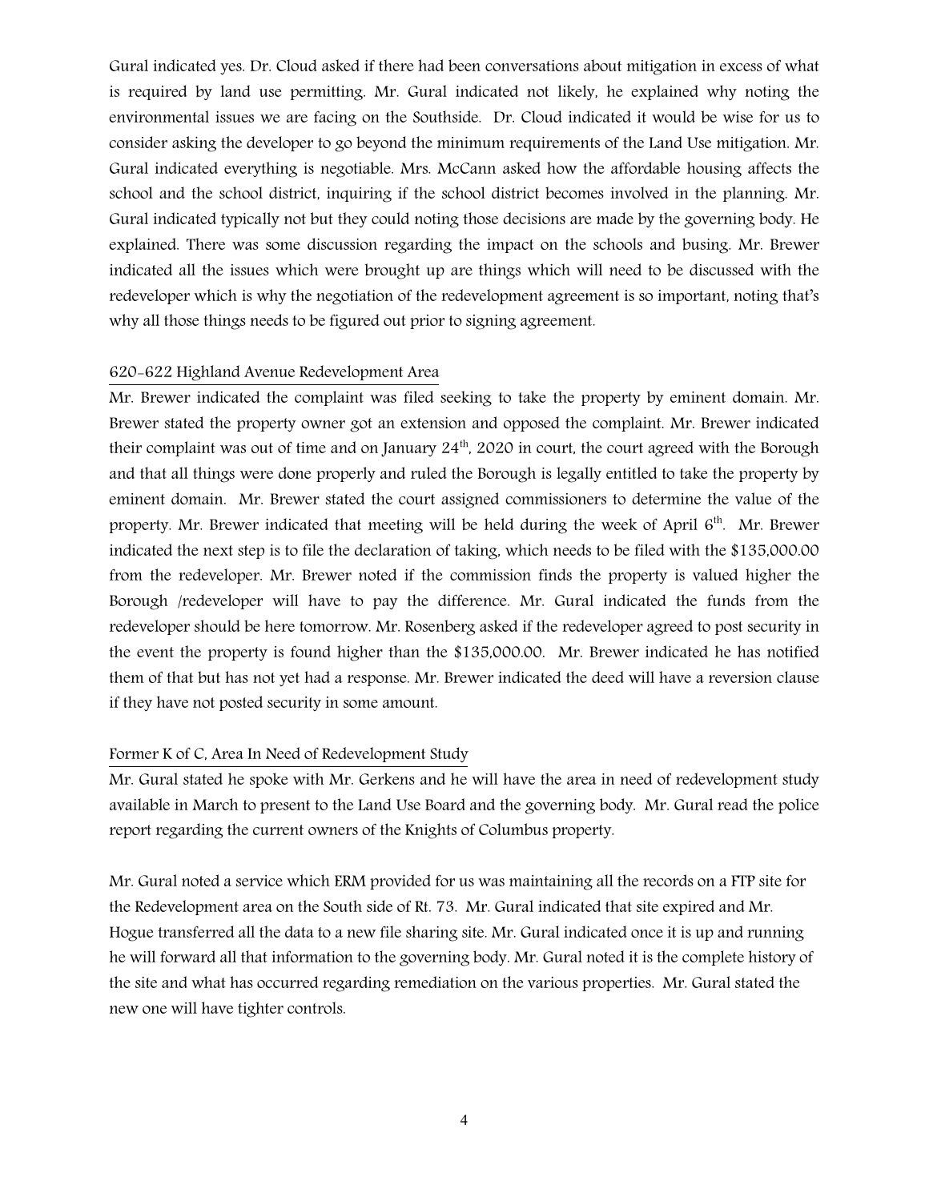Gural indicated yes. Dr. Cloud asked if there had been conversations about mitigation in excess of what is required by land use permitting. Mr. Gural indicated not likely, he explained why noting the environmental issues we are facing on the Southside. Dr. Cloud indicated it would be wise for us to consider asking the developer to go beyond the minimum requirements of the Land Use mitigation. Mr. Gural indicated everything is negotiable. Mrs. McCann asked how the affordable housing affects the school and the school district, inquiring if the school district becomes involved in the planning. Mr. Gural indicated typically not but they could noting those decisions are made by the governing body. He explained. There was some discussion regarding the impact on the schools and busing. Mr. Brewer indicated all the issues which were brought up are things which will need to be discussed with the redeveloper which is why the negotiation of the redevelopment agreement is so important, noting that's why all those things needs to be figured out prior to signing agreement.

620-622 Highland Avenue Redevelopment Area

Mr. Brewer indicated the complaint was filed seeking to take the property by eminent domain. Mr. Brewer stated the property owner got an extension and opposed the complaint. Mr. Brewer indicated their complaint was out of time and on January 24th, 2020 in court, the court agreed with the Borough and that all things were done properly and ruled the Borough is legally entitled to take the property by eminent domain. Mr. Brewer stated the court assigned commissioners to determine the value of the property. Mr. Brewer indicated that meeting will be held during the week of April 6th. Mr. Brewer indicated the next step is to file the declaration of taking, which needs to be filed with the $135,000.00 from the redeveloper. Mr. Brewer noted if the commission finds the property is valued higher the Borough /redeveloper will have to pay the difference. Mr. Gural indicated the funds from the redeveloper should be here tomorrow. Mr. Rosenberg asked if the redeveloper agreed to post security in the event the property is found higher than the $135,000.00. Mr. Brewer indicated he has notified them of that but has not yet had a response. Mr. Brewer indicated the deed will have a reversion clause if they have not posted security in some amount.

Former K of C, Area In Need of Redevelopment Study

Mr. Gural stated he spoke with Mr. Gerkens and he will have the area in need of redevelopment study available in March to present to the Land Use Board and the governing body. Mr. Gural read the police report regarding the current owners of the Knights of Columbus property.

Mr. Gural noted a service which ERM provided for us was maintaining all the records on a FTP site for the Redevelopment area on the South side of Rt. 73. Mr. Gural indicated that site expired and Mr. Hogue transferred all the data to a new file sharing site. Mr. Gural indicated once it is up and running he will forward all that information to the governing body. Mr. Gural noted it is the complete history of the site and what has occurred regarding remediation on the various properties. Mr. Gural stated the new one will have tighter controls.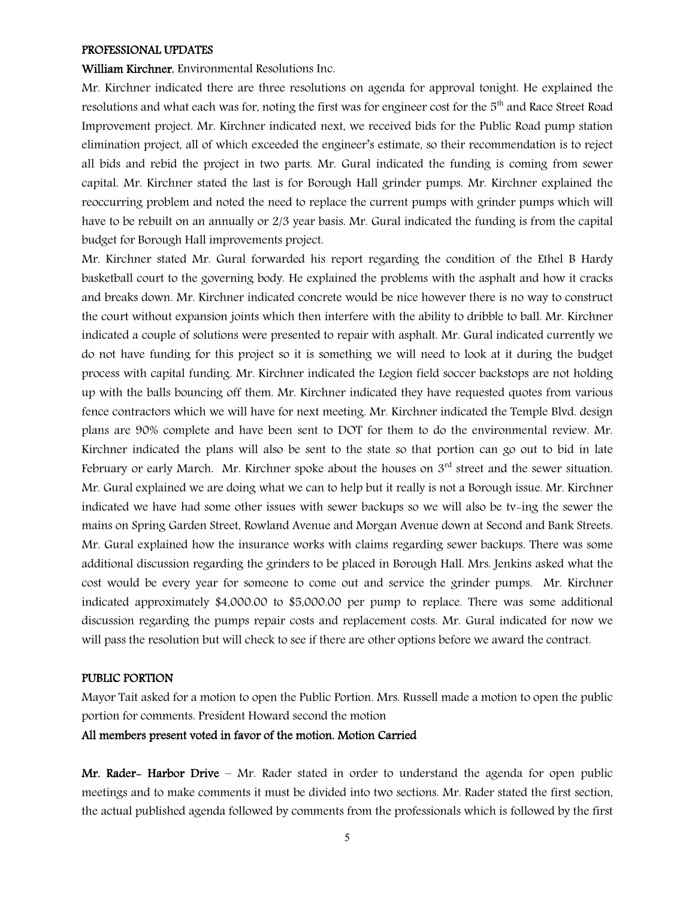**PROFESSIONAL UPDATES**

**William Kirchner**, Environmental Resolutions Inc.

Mr. Kirchner indicated there are three resolutions on agenda for approval tonight. He explained the resolutions and what each was for, noting the first was for engineer cost for the 5th and Race Street Road Improvement project. Mr. Kirchner indicated next, we received bids for the Public Road pump station elimination project, all of which exceeded the engineer's estimate, so their recommendation is to reject all bids and rebid the project in two parts. Mr. Gural indicated the funding is coming from sewer capital. Mr. Kirchner stated the last is for Borough Hall grinder pumps. Mr. Kirchner explained the reoccurring problem and noted the need to replace the current pumps with grinder pumps which will have to be rebuilt on an annually or 2/3 year basis. Mr. Gural indicated the funding is from the capital budget for Borough Hall improvements project.

Mr. Kirchner stated Mr. Gural forwarded his report regarding the condition of the Ethel B Hardy basketball court to the governing body. He explained the problems with the asphalt and how it cracks and breaks down. Mr. Kirchner indicated concrete would be nice however there is no way to construct the court without expansion joints which then interfere with the ability to dribble to ball. Mr. Kirchner indicated a couple of solutions were presented to repair with asphalt. Mr. Gural indicated currently we do not have funding for this project so it is something we will need to look at it during the budget process with capital funding. Mr. Kirchner indicated the Legion field soccer backstops are not holding up with the balls bouncing off them. Mr. Kirchner indicated they have requested quotes from various fence contractors which we will have for next meeting. Mr. Kirchner indicated the Temple Blvd. design plans are 90% complete and have been sent to DOT for them to do the environmental review. Mr. Kirchner indicated the plans will also be sent to the state so that portion can go out to bid in late February or early March. Mr. Kirchner spoke about the houses on 3rd street and the sewer situation. Mr. Gural explained we are doing what we can to help but it really is not a Borough issue. Mr. Kirchner indicated we have had some other issues with sewer backups so we will also be tv-ing the sewer the mains on Spring Garden Street, Rowland Avenue and Morgan Avenue down at Second and Bank Streets. Mr. Gural explained how the insurance works with claims regarding sewer backups. There was some additional discussion regarding the grinders to be placed in Borough Hall. Mrs. Jenkins asked what the cost would be every year for someone to come out and service the grinder pumps. Mr. Kirchner indicated approximately $4,000.00 to $5,000.00 per pump to replace. There was some additional discussion regarding the pumps repair costs and replacement costs. Mr. Gural indicated for now we will pass the resolution but will check to see if there are other options before we award the contract.

**PUBLIC PORTION**

Mayor Tait asked for a motion to open the Public Portion. Mrs. Russell made a motion to open the public portion for comments. President Howard second the motion

**All members present voted in favor of the motion. Motion Carried**

**Mr. Rader- Harbor Drive** – Mr. Rader stated in order to understand the agenda for open public meetings and to make comments it must be divided into two sections. Mr. Rader stated the first section, the actual published agenda followed by comments from the professionals which is followed by the first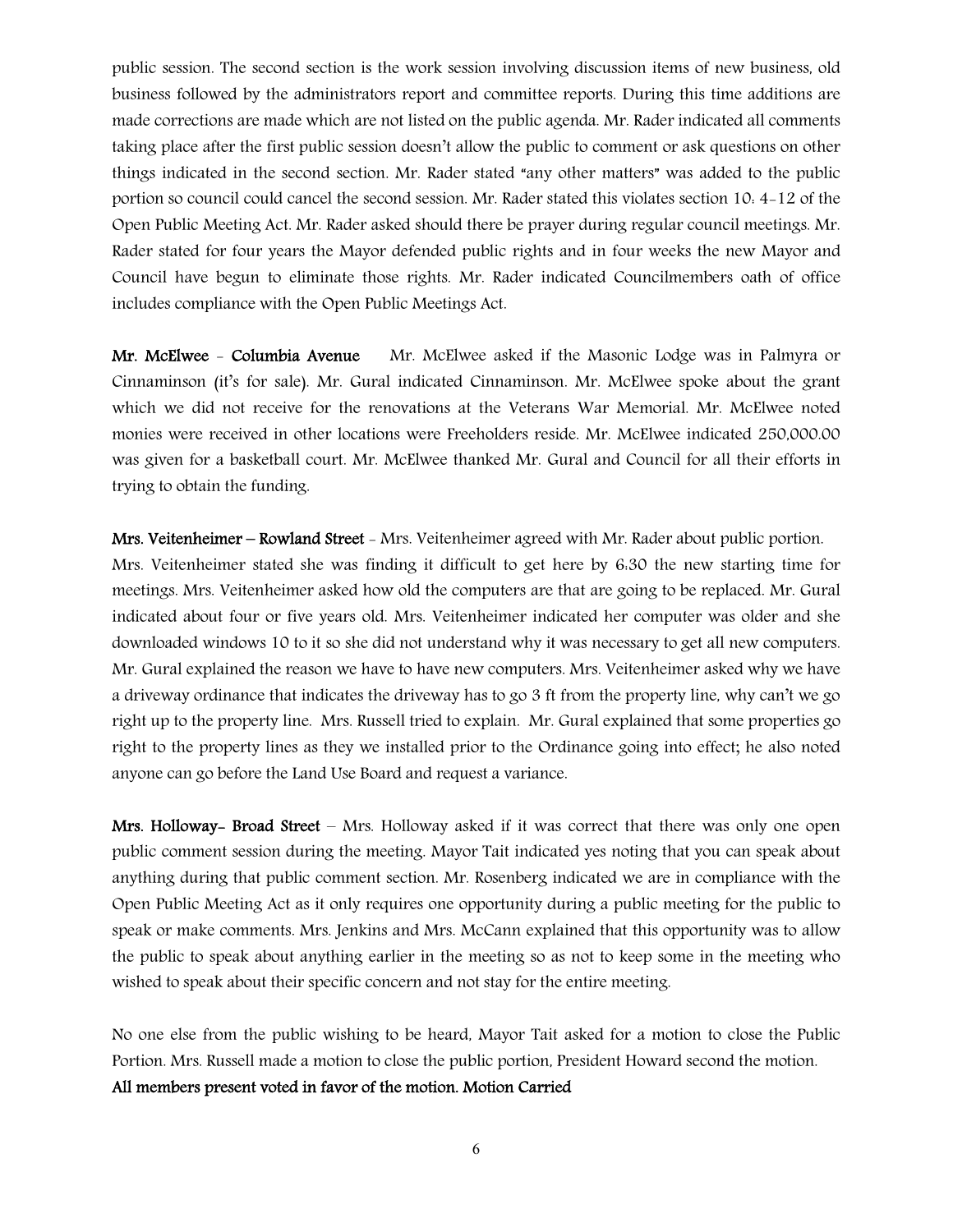public session. The second section is the work session involving discussion items of new business, old business followed by the administrators report and committee reports. During this time additions are made corrections are made which are not listed on the public agenda. Mr. Rader indicated all comments taking place after the first public session doesn't allow the public to comment or ask questions on other things indicated in the second section. Mr. Rader stated "any other matters" was added to the public portion so council could cancel the second session. Mr. Rader stated this violates section 10: 4-12 of the Open Public Meeting Act. Mr. Rader asked should there be prayer during regular council meetings. Mr. Rader stated for four years the Mayor defended public rights and in four weeks the new Mayor and Council have begun to eliminate those rights. Mr. Rader indicated Councilmembers oath of office includes compliance with the Open Public Meetings Act.

**Mr. McElwee - Columbia Avenue** Mr. McElwee asked if the Masonic Lodge was in Palmyra or Cinnaminson (it's for sale). Mr. Gural indicated Cinnaminson. Mr. McElwee spoke about the grant which we did not receive for the renovations at the Veterans War Memorial. Mr. McElwee noted monies were received in other locations were Freeholders reside. Mr. McElwee indicated 250,000.00 was given for a basketball court. Mr. McElwee thanked Mr. Gural and Council for all their efforts in trying to obtain the funding.

**Mrs. Veitenheimer – Rowland Street** - Mrs. Veitenheimer agreed with Mr. Rader about public portion. Mrs. Veitenheimer stated she was finding it difficult to get here by 6:30 the new starting time for meetings. Mrs. Veitenheimer asked how old the computers are that are going to be replaced. Mr. Gural indicated about four or five years old. Mrs. Veitenheimer indicated her computer was older and she downloaded windows 10 to it so she did not understand why it was necessary to get all new computers. Mr. Gural explained the reason we have to have new computers. Mrs. Veitenheimer asked why we have a driveway ordinance that indicates the driveway has to go 3 ft from the property line, why can't we go right up to the property line. Mrs. Russell tried to explain. Mr. Gural explained that some properties go right to the property lines as they we installed prior to the Ordinance going into effect; he also noted anyone can go before the Land Use Board and request a variance.

**Mrs. Holloway- Broad Street** – Mrs. Holloway asked if it was correct that there was only one open public comment session during the meeting. Mayor Tait indicated yes noting that you can speak about anything during that public comment section. Mr. Rosenberg indicated we are in compliance with the Open Public Meeting Act as it only requires one opportunity during a public meeting for the public to speak or make comments. Mrs. Jenkins and Mrs. McCann explained that this opportunity was to allow the public to speak about anything earlier in the meeting so as not to keep some in the meeting who wished to speak about their specific concern and not stay for the entire meeting.

No one else from the public wishing to be heard, Mayor Tait asked for a motion to close the Public Portion. Mrs. Russell made a motion to close the public portion, President Howard second the motion.
**All members present voted in favor of the motion. Motion Carried**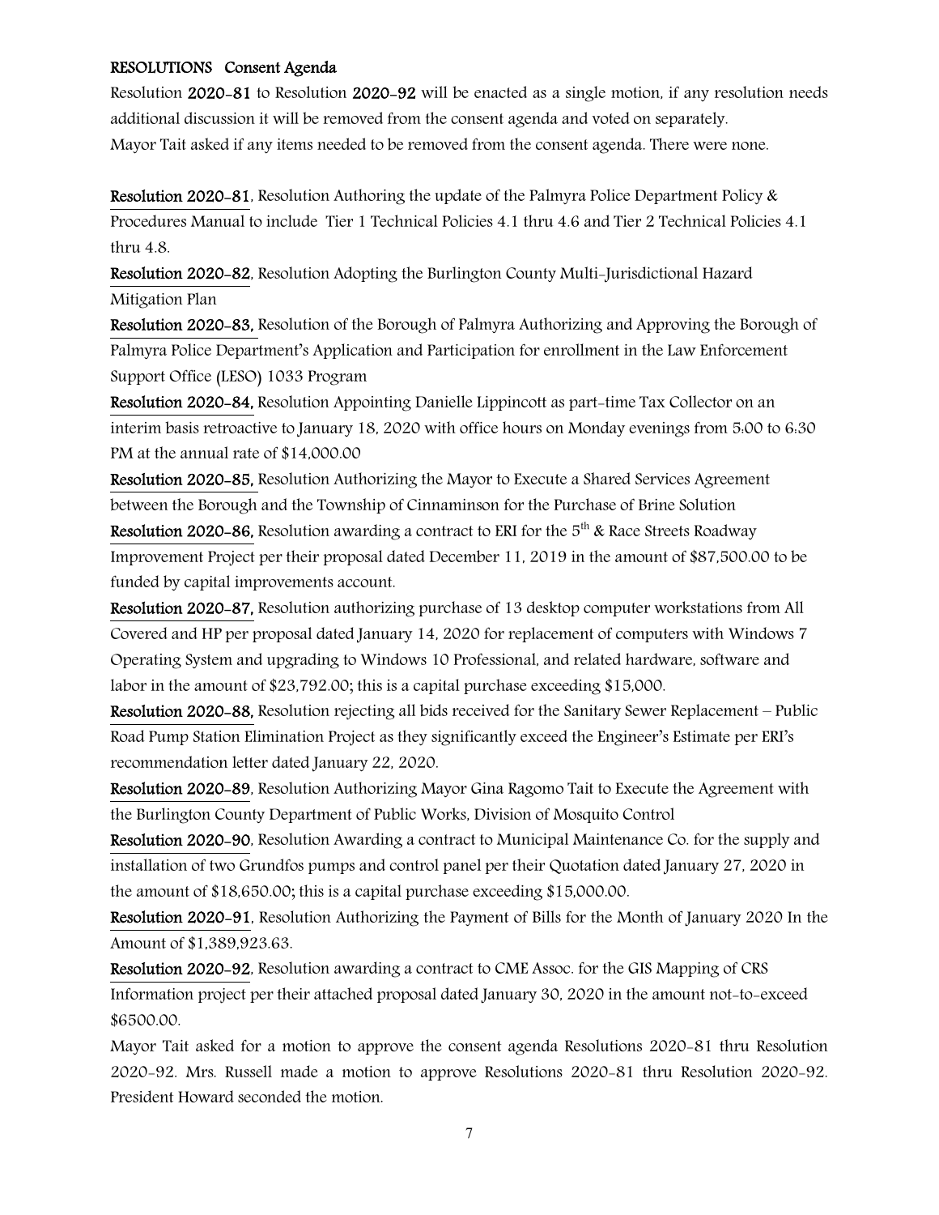**RESOLUTIONS Consent Agenda**

Resolution **2020-81** to Resolution **2020-92** will be enacted as a single motion, if any resolution needs additional discussion it will be removed from the consent agenda and voted on separately.
Mayor Tait asked if any items needed to be removed from the consent agenda. There were none.

**Resolution 2020-81**, Resolution Authoring the update of the Palmyra Police Department Policy & Procedures Manual to include Tier 1 Technical Policies 4.1 thru 4.6 and Tier 2 Technical Policies 4.1 thru 4.8.

**Resolution 2020-82**, Resolution Adopting the Burlington County Multi-Jurisdictional Hazard Mitigation Plan

**Resolution 2020-83,** Resolution of the Borough of Palmyra Authorizing and Approving the Borough of Palmyra Police Department's Application and Participation for enrollment in the Law Enforcement Support Office (LESO) 1033 Program

**Resolution 2020-84,** Resolution Appointing Danielle Lippincott as part-time Tax Collector on an interim basis retroactive to January 18, 2020 with office hours on Monday evenings from 5:00 to 6:30 PM at the annual rate of $14,000.00

**Resolution 2020-85,** Resolution Authorizing the Mayor to Execute a Shared Services Agreement between the Borough and the Township of Cinnaminson for the Purchase of Brine Solution

**Resolution 2020-86,** Resolution awarding a contract to ERI for the 5th & Race Streets Roadway Improvement Project per their proposal dated December 11, 2019 in the amount of $87,500.00 to be funded by capital improvements account.

**Resolution 2020-87,** Resolution authorizing purchase of 13 desktop computer workstations from All Covered and HP per proposal dated January 14, 2020 for replacement of computers with Windows 7 Operating System and upgrading to Windows 10 Professional, and related hardware, software and labor in the amount of $23,792.00; this is a capital purchase exceeding $15,000.

**Resolution 2020-88,** Resolution rejecting all bids received for the Sanitary Sewer Replacement – Public Road Pump Station Elimination Project as they significantly exceed the Engineer's Estimate per ERI's recommendation letter dated January 22, 2020.

**Resolution 2020-89**, Resolution Authorizing Mayor Gina Ragomo Tait to Execute the Agreement with the Burlington County Department of Public Works, Division of Mosquito Control

**Resolution 2020-90**, Resolution Awarding a contract to Municipal Maintenance Co. for the supply and installation of two Grundfos pumps and control panel per their Quotation dated January 27, 2020 in the amount of $18,650.00; this is a capital purchase exceeding $15,000.00.

**Resolution 2020-91**, Resolution Authorizing the Payment of Bills for the Month of January 2020 In the Amount of $1,389,923.63.

**Resolution 2020-92**, Resolution awarding a contract to CME Assoc. for the GIS Mapping of CRS Information project per their attached proposal dated January 30, 2020 in the amount not-to-exceed $6500.00.

Mayor Tait asked for a motion to approve the consent agenda Resolutions 2020-81 thru Resolution 2020-92. Mrs. Russell made a motion to approve Resolutions 2020-81 thru Resolution 2020-92. President Howard seconded the motion.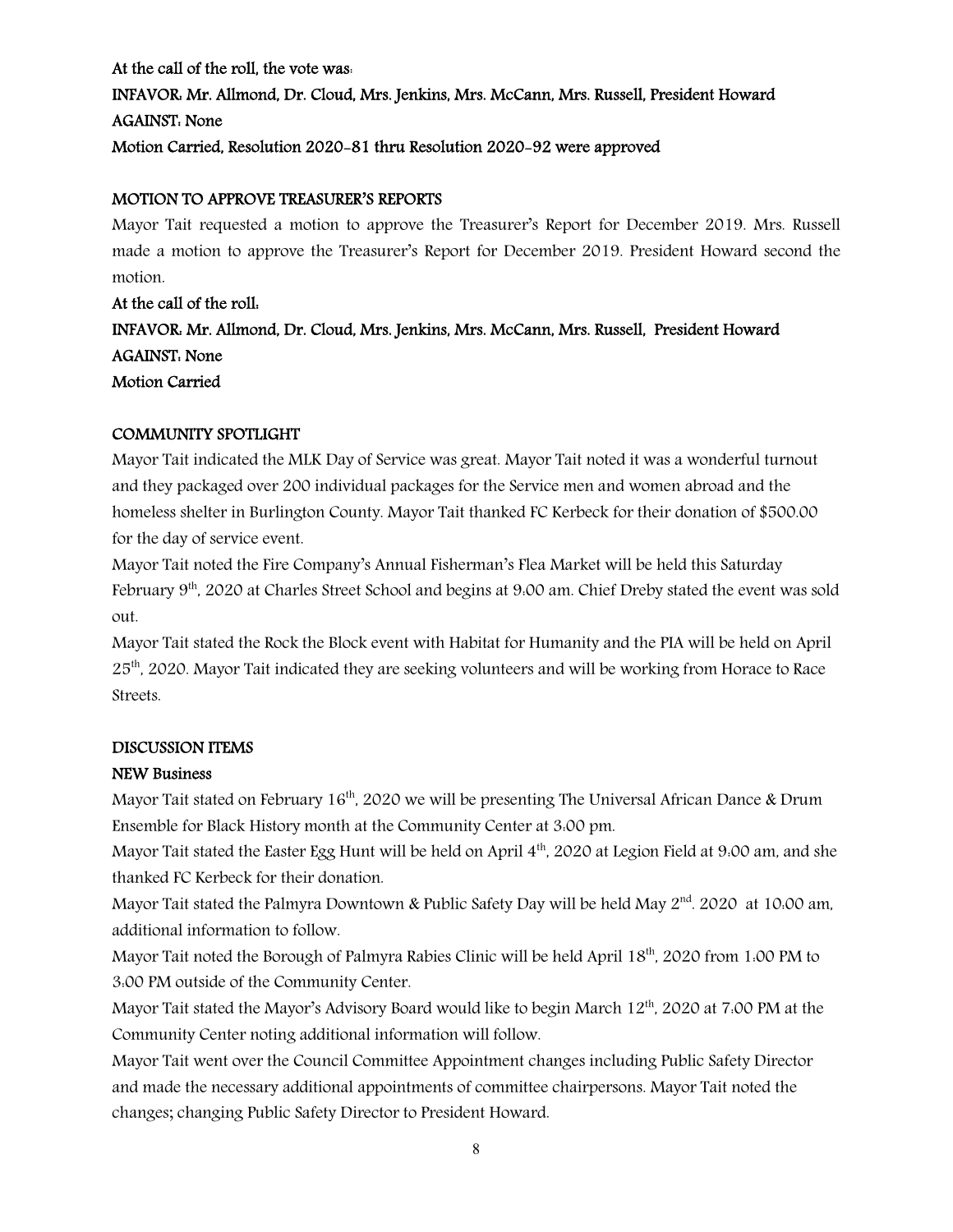**At the call of the roll, the vote was:**

**INFAVOR: Mr. Allmond, Dr. Cloud, Mrs. Jenkins, Mrs. McCann, Mrs. Russell, President Howard**

**AGAINST: None**

**Motion Carried, Resolution 2020-81 thru Resolution 2020-92 were approved**

**MOTION TO APPROVE TREASURER'S REPORTS**

Mayor Tait requested a motion to approve the Treasurer's Report for December 2019. Mrs. Russell made a motion to approve the Treasurer's Report for December 2019. President Howard second the motion.

**At the call of the roll:**

**INFAVOR: Mr. Allmond, Dr. Cloud, Mrs. Jenkins, Mrs. McCann, Mrs. Russell, President Howard**

**AGAINST: None**

**Motion Carried**

**COMMUNITY SPOTLIGHT**

Mayor Tait indicated the MLK Day of Service was great. Mayor Tait noted it was a wonderful turnout and they packaged over 200 individual packages for the Service men and women abroad and the homeless shelter in Burlington County. Mayor Tait thanked FC Kerbeck for their donation of $500.00 for the day of service event.

Mayor Tait noted the Fire Company's Annual Fisherman's Flea Market will be held this Saturday February 9th, 2020 at Charles Street School and begins at 9:00 am. Chief Dreby stated the event was sold out.

Mayor Tait stated the Rock the Block event with Habitat for Humanity and the PIA will be held on April 25th, 2020. Mayor Tait indicated they are seeking volunteers and will be working from Horace to Race Streets.

**DISCUSSION ITEMS**

**NEW Business**

Mayor Tait stated on February 16th, 2020 we will be presenting The Universal African Dance & Drum Ensemble for Black History month at the Community Center at 3:00 pm.

Mayor Tait stated the Easter Egg Hunt will be held on April 4th, 2020 at Legion Field at 9:00 am, and she thanked FC Kerbeck for their donation.

Mayor Tait stated the Palmyra Downtown & Public Safety Day will be held May 2nd. 2020 at 10:00 am, additional information to follow.

Mayor Tait noted the Borough of Palmyra Rabies Clinic will be held April 18th, 2020 from 1:00 PM to 3:00 PM outside of the Community Center.

Mayor Tait stated the Mayor's Advisory Board would like to begin March 12th, 2020 at 7:00 PM at the Community Center noting additional information will follow.

Mayor Tait went over the Council Committee Appointment changes including Public Safety Director and made the necessary additional appointments of committee chairpersons. Mayor Tait noted the changes; changing Public Safety Director to President Howard.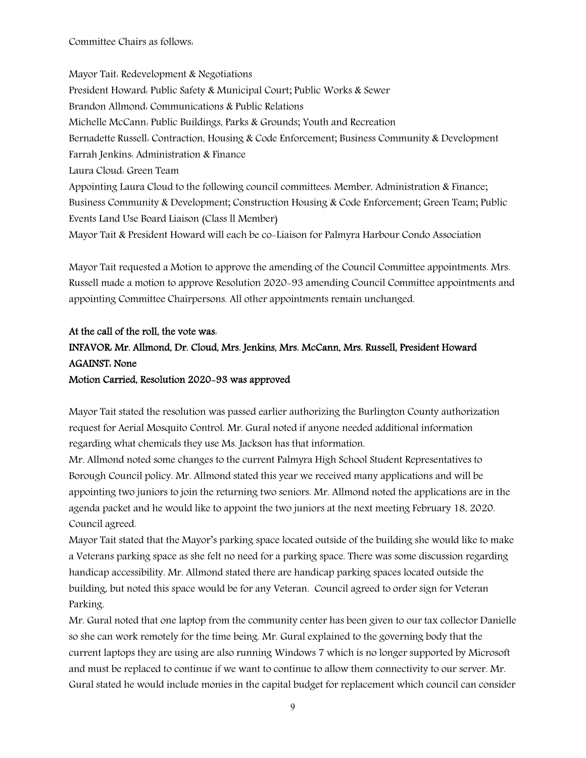Committee Chairs as follows:

Mayor Tait: Redevelopment & Negotiations
President Howard: Public Safety & Municipal Court; Public Works & Sewer
Brandon Allmond: Communications & Public Relations
Michelle McCann: Public Buildings, Parks & Grounds; Youth and Recreation
Bernadette Russell: Contraction, Housing & Code Enforcement; Business Community & Development
Farrah Jenkins: Administration & Finance
Laura Cloud: Green Team
Appointing Laura Cloud to the following council committees: Member, Administration & Finance; Business Community & Development; Construction Housing & Code Enforcement; Green Team; Public Events Land Use Board Liaison (Class ll Member)
Mayor Tait & President Howard will each be co-Liaison for Palmyra Harbour Condo Association

Mayor Tait requested a Motion to approve the amending of the Council Committee appointments. Mrs. Russell made a motion to approve Resolution 2020-93 amending Council Committee appointments and appointing Committee Chairpersons. All other appointments remain unchanged.

**At the call of the roll, the vote was:**
**INFAVOR: Mr. Allmond, Dr. Cloud, Mrs. Jenkins, Mrs. McCann, Mrs. Russell, President Howard**
**AGAINST: None**
**Motion Carried, Resolution 2020-93 was approved**

Mayor Tait stated the resolution was passed earlier authorizing the Burlington County authorization request for Aerial Mosquito Control. Mr. Gural noted if anyone needed additional information regarding what chemicals they use Ms. Jackson has that information.
Mr. Allmond noted some changes to the current Palmyra High School Student Representatives to Borough Council policy. Mr. Allmond stated this year we received many applications and will be appointing two juniors to join the returning two seniors. Mr. Allmond noted the applications are in the agenda packet and he would like to appoint the two juniors at the next meeting February 18, 2020. Council agreed.
Mayor Tait stated that the Mayor's parking space located outside of the building she would like to make a Veterans parking space as she felt no need for a parking space. There was some discussion regarding handicap accessibility. Mr. Allmond stated there are handicap parking spaces located outside the building, but noted this space would be for any Veteran. Council agreed to order sign for Veteran Parking.
Mr. Gural noted that one laptop from the community center has been given to our tax collector Danielle so she can work remotely for the time being. Mr. Gural explained to the governing body that the current laptops they are using are also running Windows 7 which is no longer supported by Microsoft and must be replaced to continue if we want to continue to allow them connectivity to our server. Mr. Gural stated he would include monies in the capital budget for replacement which council can consider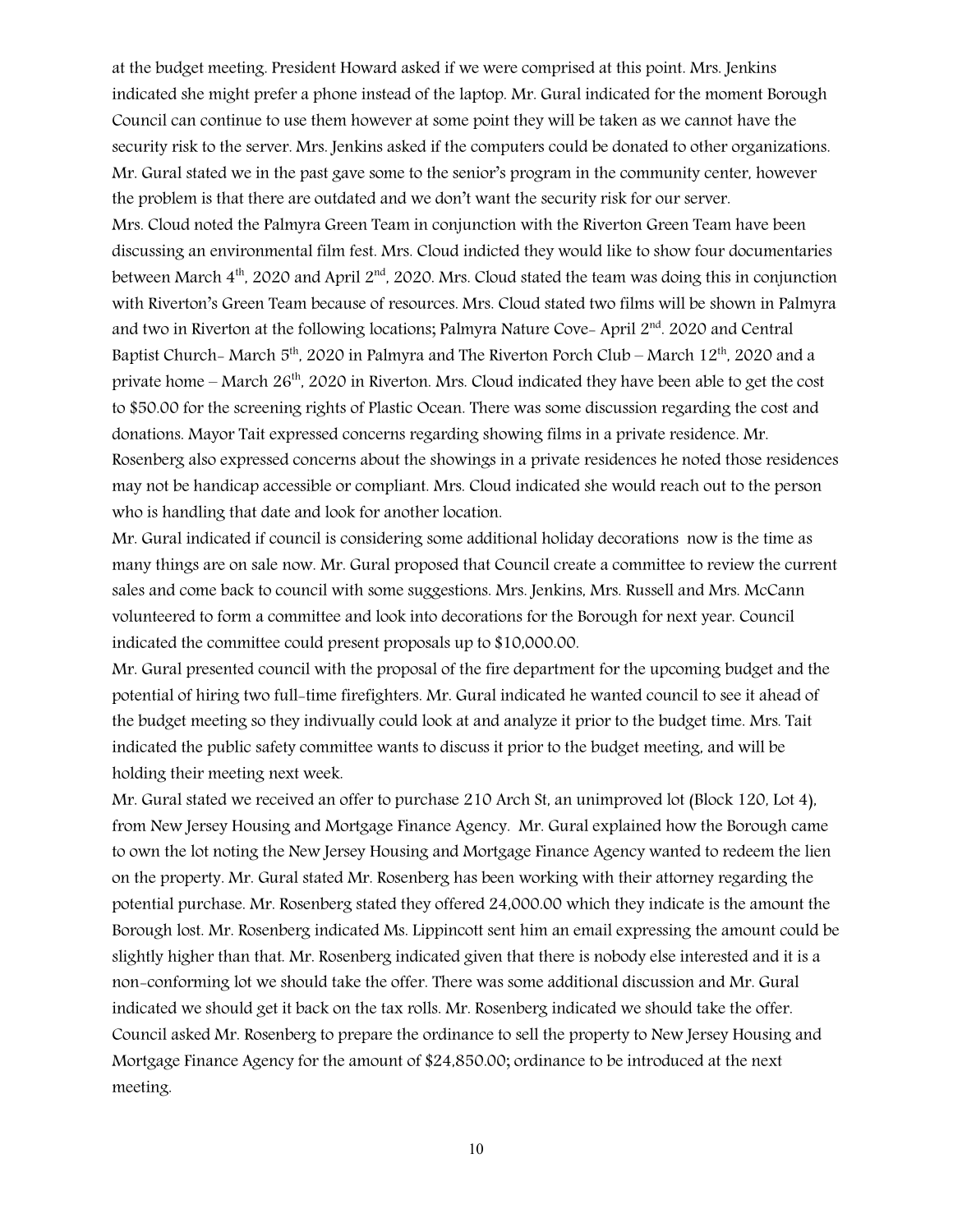at the budget meeting. President Howard asked if we were comprised at this point. Mrs. Jenkins indicated she might prefer a phone instead of the laptop. Mr. Gural indicated for the moment Borough Council can continue to use them however at some point they will be taken as we cannot have the security risk to the server. Mrs. Jenkins asked if the computers could be donated to other organizations. Mr. Gural stated we in the past gave some to the senior's program in the community center, however the problem is that there are outdated and we don't want the security risk for our server.

Mrs. Cloud noted the Palmyra Green Team in conjunction with the Riverton Green Team have been discussing an environmental film fest. Mrs. Cloud indicted they would like to show four documentaries between March 4th, 2020 and April 2nd, 2020. Mrs. Cloud stated the team was doing this in conjunction with Riverton's Green Team because of resources. Mrs. Cloud stated two films will be shown in Palmyra and two in Riverton at the following locations; Palmyra Nature Cove- April 2nd. 2020 and Central Baptist Church- March 5th, 2020 in Palmyra and The Riverton Porch Club – March 12th, 2020 and a private home – March 26th, 2020 in Riverton. Mrs. Cloud indicated they have been able to get the cost to $50.00 for the screening rights of Plastic Ocean. There was some discussion regarding the cost and donations. Mayor Tait expressed concerns regarding showing films in a private residence. Mr. Rosenberg also expressed concerns about the showings in a private residences he noted those residences may not be handicap accessible or compliant. Mrs. Cloud indicated she would reach out to the person who is handling that date and look for another location.

Mr. Gural indicated if council is considering some additional holiday decorations now is the time as many things are on sale now. Mr. Gural proposed that Council create a committee to review the current sales and come back to council with some suggestions. Mrs. Jenkins, Mrs. Russell and Mrs. McCann volunteered to form a committee and look into decorations for the Borough for next year. Council indicated the committee could present proposals up to $10,000.00.

Mr. Gural presented council with the proposal of the fire department for the upcoming budget and the potential of hiring two full-time firefighters. Mr. Gural indicated he wanted council to see it ahead of the budget meeting so they indivually could look at and analyze it prior to the budget time. Mrs. Tait indicated the public safety committee wants to discuss it prior to the budget meeting, and will be holding their meeting next week.

Mr. Gural stated we received an offer to purchase 210 Arch St, an unimproved lot (Block 120, Lot 4), from New Jersey Housing and Mortgage Finance Agency. Mr. Gural explained how the Borough came to own the lot noting the New Jersey Housing and Mortgage Finance Agency wanted to redeem the lien on the property. Mr. Gural stated Mr. Rosenberg has been working with their attorney regarding the potential purchase. Mr. Rosenberg stated they offered 24,000.00 which they indicate is the amount the Borough lost. Mr. Rosenberg indicated Ms. Lippincott sent him an email expressing the amount could be slightly higher than that. Mr. Rosenberg indicated given that there is nobody else interested and it is a non-conforming lot we should take the offer. There was some additional discussion and Mr. Gural indicated we should get it back on the tax rolls. Mr. Rosenberg indicated we should take the offer. Council asked Mr. Rosenberg to prepare the ordinance to sell the property to New Jersey Housing and Mortgage Finance Agency for the amount of $24,850.00; ordinance to be introduced at the next meeting.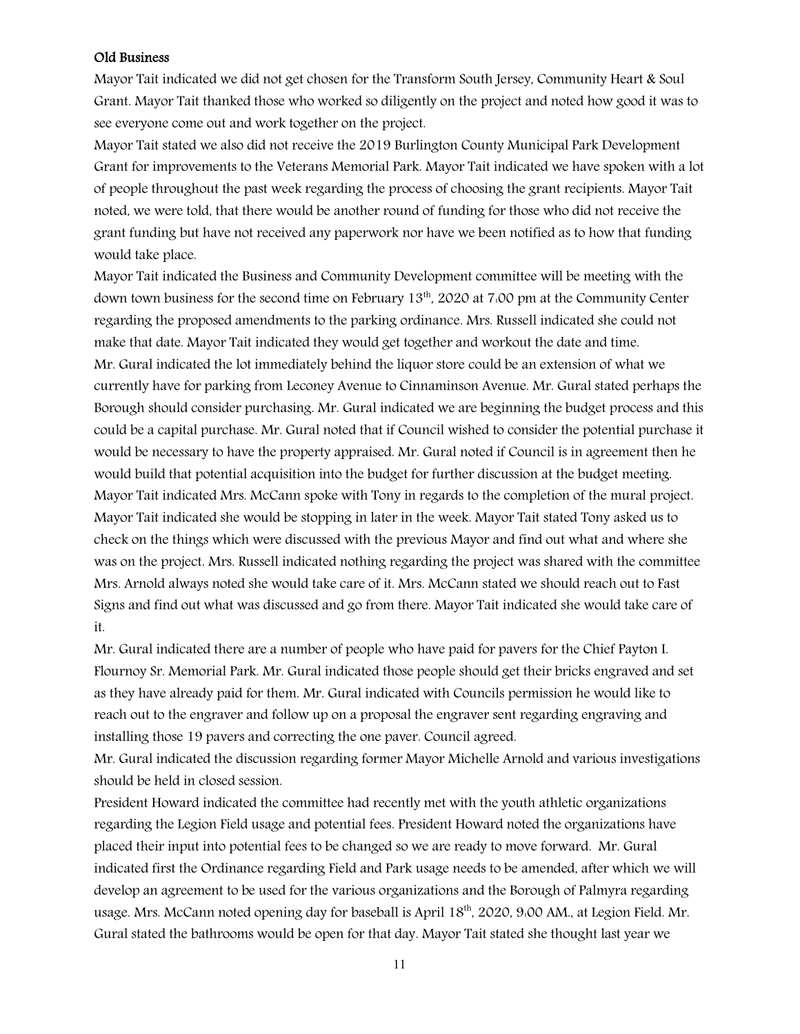### Old Business

Mayor Tait indicated we did not get chosen for the Transform South Jersey, Community Heart & Soul Grant. Mayor Tait thanked those who worked so diligently on the project and noted how good it was to see everyone come out and work together on the project.

Mayor Tait stated we also did not receive the 2019 Burlington County Municipal Park Development Grant for improvements to the Veterans Memorial Park. Mayor Tait indicated we have spoken with a lot of people throughout the past week regarding the process of choosing the grant recipients. Mayor Tait noted, we were told, that there would be another round of funding for those who did not receive the grant funding but have not received any paperwork nor have we been notified as to how that funding would take place.

Mayor Tait indicated the Business and Community Development committee will be meeting with the down town business for the second time on February 13th, 2020 at 7:00 pm at the Community Center regarding the proposed amendments to the parking ordinance. Mrs. Russell indicated she could not make that date. Mayor Tait indicated they would get together and workout the date and time.

Mr. Gural indicated the lot immediately behind the liquor store could be an extension of what we currently have for parking from Leconey Avenue to Cinnaminson Avenue. Mr. Gural stated perhaps the Borough should consider purchasing. Mr. Gural indicated we are beginning the budget process and this could be a capital purchase. Mr. Gural noted that if Council wished to consider the potential purchase it would be necessary to have the property appraised. Mr. Gural noted if Council is in agreement then he would build that potential acquisition into the budget for further discussion at the budget meeting.

Mayor Tait indicated Mrs. McCann spoke with Tony in regards to the completion of the mural project. Mayor Tait indicated she would be stopping in later in the week. Mayor Tait stated Tony asked us to check on the things which were discussed with the previous Mayor and find out what and where she was on the project. Mrs. Russell indicated nothing regarding the project was shared with the committee Mrs. Arnold always noted she would take care of it. Mrs. McCann stated we should reach out to Fast Signs and find out what was discussed and go from there. Mayor Tait indicated she would take care of it.

Mr. Gural indicated there are a number of people who have paid for pavers for the Chief Payton I. Flournoy Sr. Memorial Park. Mr. Gural indicated those people should get their bricks engraved and set as they have already paid for them. Mr. Gural indicated with Councils permission he would like to reach out to the engraver and follow up on a proposal the engraver sent regarding engraving and installing those 19 pavers and correcting the one paver. Council agreed.

Mr. Gural indicated the discussion regarding former Mayor Michelle Arnold and various investigations should be held in closed session.

President Howard indicated the committee had recently met with the youth athletic organizations regarding the Legion Field usage and potential fees. President Howard noted the organizations have placed their input into potential fees to be changed so we are ready to move forward. Mr. Gural indicated first the Ordinance regarding Field and Park usage needs to be amended, after which we will develop an agreement to be used for the various organizations and the Borough of Palmyra regarding usage. Mrs. McCann noted opening day for baseball is April 18th, 2020, 9:00 AM., at Legion Field. Mr. Gural stated the bathrooms would be open for that day. Mayor Tait stated she thought last year we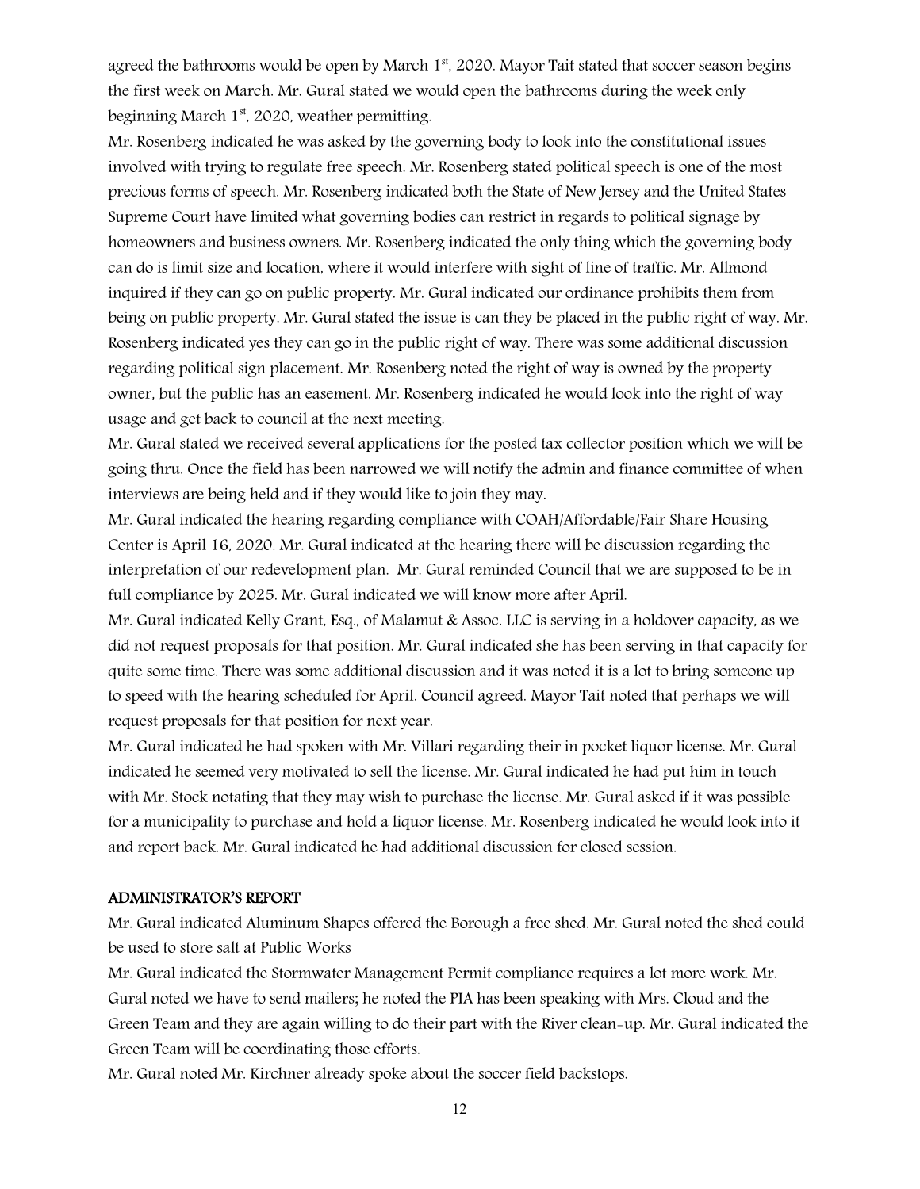agreed the bathrooms would be open by March 1st, 2020. Mayor Tait stated that soccer season begins the first week on March. Mr. Gural stated we would open the bathrooms during the week only beginning March 1st, 2020, weather permitting.

Mr. Rosenberg indicated he was asked by the governing body to look into the constitutional issues involved with trying to regulate free speech. Mr. Rosenberg stated political speech is one of the most precious forms of speech. Mr. Rosenberg indicated both the State of New Jersey and the United States Supreme Court have limited what governing bodies can restrict in regards to political signage by homeowners and business owners. Mr. Rosenberg indicated the only thing which the governing body can do is limit size and location, where it would interfere with sight of line of traffic. Mr. Allmond inquired if they can go on public property. Mr. Gural indicated our ordinance prohibits them from being on public property. Mr. Gural stated the issue is can they be placed in the public right of way. Mr. Rosenberg indicated yes they can go in the public right of way. There was some additional discussion regarding political sign placement. Mr. Rosenberg noted the right of way is owned by the property owner, but the public has an easement. Mr. Rosenberg indicated he would look into the right of way usage and get back to council at the next meeting.

Mr. Gural stated we received several applications for the posted tax collector position which we will be going thru. Once the field has been narrowed we will notify the admin and finance committee of when interviews are being held and if they would like to join they may.

Mr. Gural indicated the hearing regarding compliance with COAH/Affordable/Fair Share Housing Center is April 16, 2020. Mr. Gural indicated at the hearing there will be discussion regarding the interpretation of our redevelopment plan. Mr. Gural reminded Council that we are supposed to be in full compliance by 2025. Mr. Gural indicated we will know more after April.

Mr. Gural indicated Kelly Grant, Esq., of Malamut & Assoc. LLC is serving in a holdover capacity, as we did not request proposals for that position. Mr. Gural indicated she has been serving in that capacity for quite some time. There was some additional discussion and it was noted it is a lot to bring someone up to speed with the hearing scheduled for April. Council agreed. Mayor Tait noted that perhaps we will request proposals for that position for next year.

Mr. Gural indicated he had spoken with Mr. Villari regarding their in pocket liquor license. Mr. Gural indicated he seemed very motivated to sell the license. Mr. Gural indicated he had put him in touch with Mr. Stock notating that they may wish to purchase the license. Mr. Gural asked if it was possible for a municipality to purchase and hold a liquor license. Mr. Rosenberg indicated he would look into it and report back. Mr. Gural indicated he had additional discussion for closed session.

## ADMINISTRATOR'S REPORT

Mr. Gural indicated Aluminum Shapes offered the Borough a free shed. Mr. Gural noted the shed could be used to store salt at Public Works

Mr. Gural indicated the Stormwater Management Permit compliance requires a lot more work. Mr. Gural noted we have to send mailers; he noted the PIA has been speaking with Mrs. Cloud and the Green Team and they are again willing to do their part with the River clean-up. Mr. Gural indicated the Green Team will be coordinating those efforts.

Mr. Gural noted Mr. Kirchner already spoke about the soccer field backstops.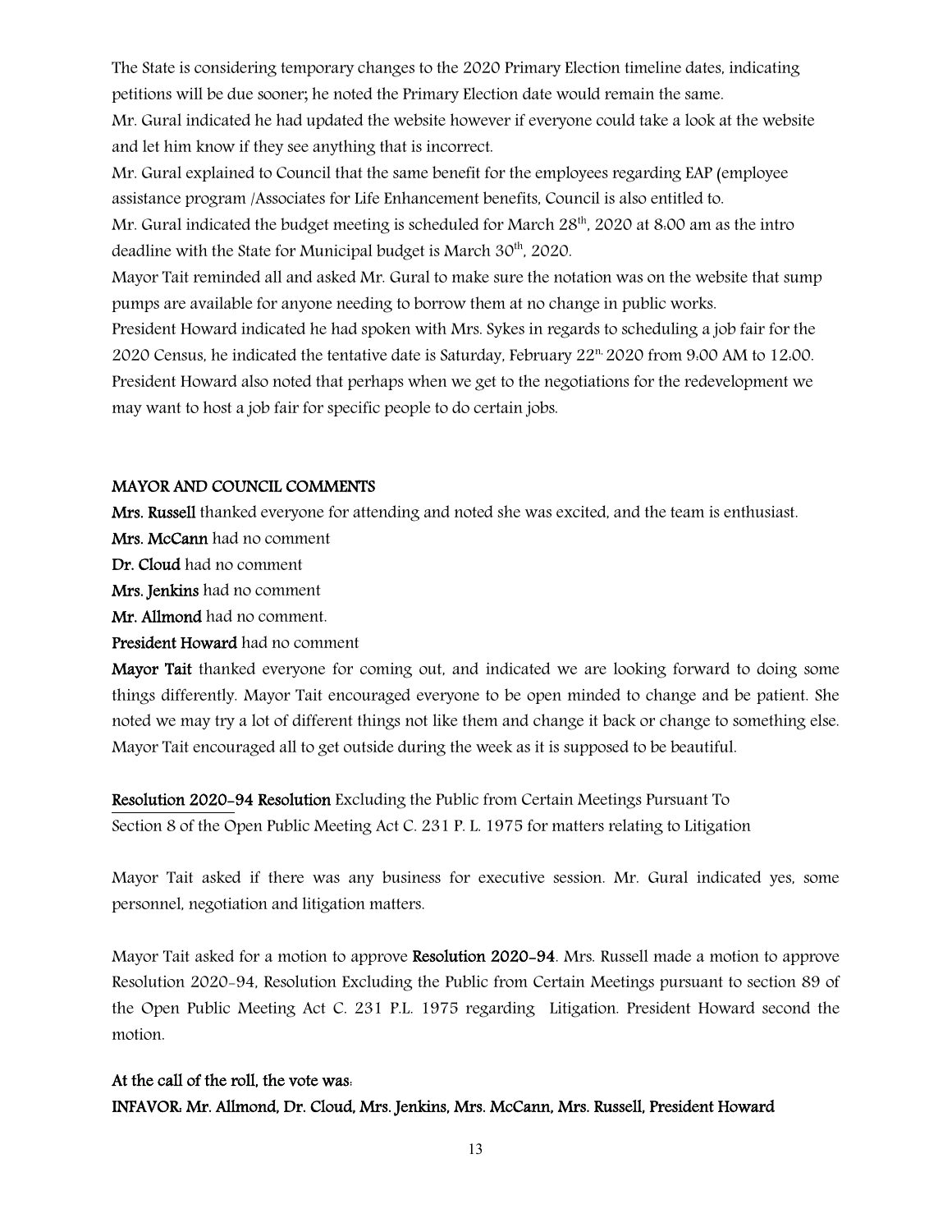The State is considering temporary changes to the 2020 Primary Election timeline dates, indicating petitions will be due sooner; he noted the Primary Election date would remain the same.

Mr. Gural indicated he had updated the website however if everyone could take a look at the website and let him know if they see anything that is incorrect.

Mr. Gural explained to Council that the same benefit for the employees regarding EAP (employee assistance program /Associates for Life Enhancement benefits, Council is also entitled to.

Mr. Gural indicated the budget meeting is scheduled for March 28th, 2020 at 8:00 am as the intro deadline with the State for Municipal budget is March 30th, 2020.

Mayor Tait reminded all and asked Mr. Gural to make sure the notation was on the website that sump pumps are available for anyone needing to borrow them at no change in public works.

President Howard indicated he had spoken with Mrs. Sykes in regards to scheduling a job fair for the 2020 Census, he indicated the tentative date is Saturday, February 22n, 2020 from 9:00 AM to 12:00.

President Howard also noted that perhaps when we get to the negotiations for the redevelopment we may want to host a job fair for specific people to do certain jobs.

## MAYOR AND COUNCIL COMMENTS

**Mrs. Russell** thanked everyone for attending and noted she was excited, and the team is enthusiast.

**Mrs. McCann** had no comment

**Dr. Cloud** had no comment

**Mrs. Jenkins** had no comment

**Mr. Allmond** had no comment.

**President Howard** had no comment

**Mayor Tait** thanked everyone for coming out, and indicated we are looking forward to doing some things differently. Mayor Tait encouraged everyone to be open minded to change and be patient. She noted we may try a lot of different things not like them and change it back or change to something else. Mayor Tait encouraged all to get outside during the week as it is supposed to be beautiful.

**Resolution 2020-94 Resolution** Excluding the Public from Certain Meetings Pursuant To Section 8 of the Open Public Meeting Act C. 231 P. L. 1975 for matters relating to Litigation

Mayor Tait asked if there was any business for executive session. Mr. Gural indicated yes, some personnel, negotiation and litigation matters.

Mayor Tait asked for a motion to approve **Resolution 2020-94**. Mrs. Russell made a motion to approve Resolution 2020-94, Resolution Excluding the Public from Certain Meetings pursuant to section 89 of the Open Public Meeting Act C. 231 P.L. 1975 regarding Litigation. President Howard second the motion.

**At the call of the roll, the vote was:**

**INFAVOR: Mr. Allmond, Dr. Cloud, Mrs. Jenkins, Mrs. McCann, Mrs. Russell, President Howard**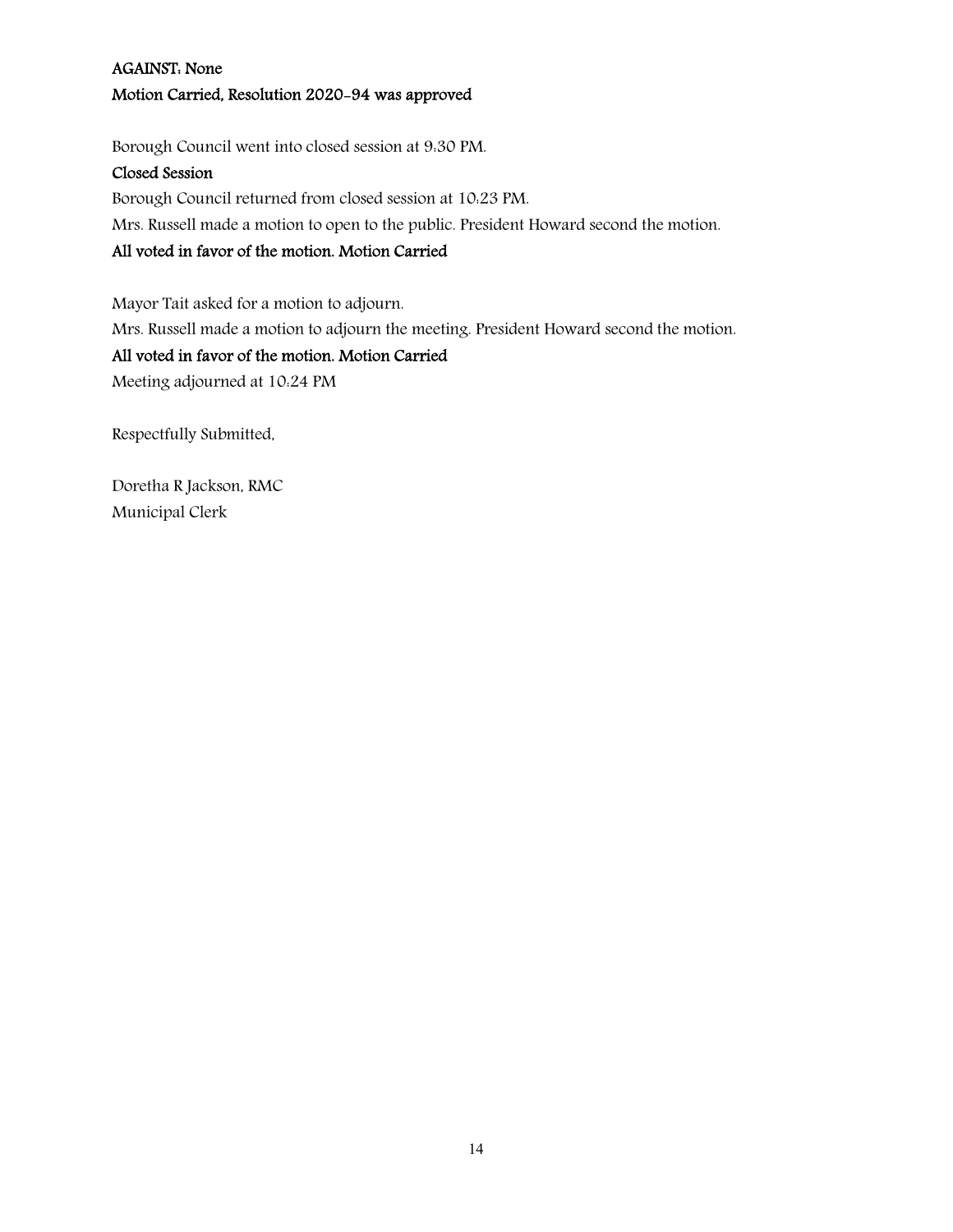**AGAINST: None**

**Motion Carried, Resolution 2020-94 was approved**

Borough Council went into closed session at 9:30 PM.

**Closed Session**

Borough Council returned from closed session at 10:23 PM.

Mrs. Russell made a motion to open to the public. President Howard second the motion.

**All voted in favor of the motion. Motion Carried**

Mayor Tait asked for a motion to adjourn.

Mrs. Russell made a motion to adjourn the meeting. President Howard second the motion.

**All voted in favor of the motion. Motion Carried**

Meeting adjourned at 10:24 PM

Respectfully Submitted,

Doretha R Jackson, RMC
Municipal Clerk